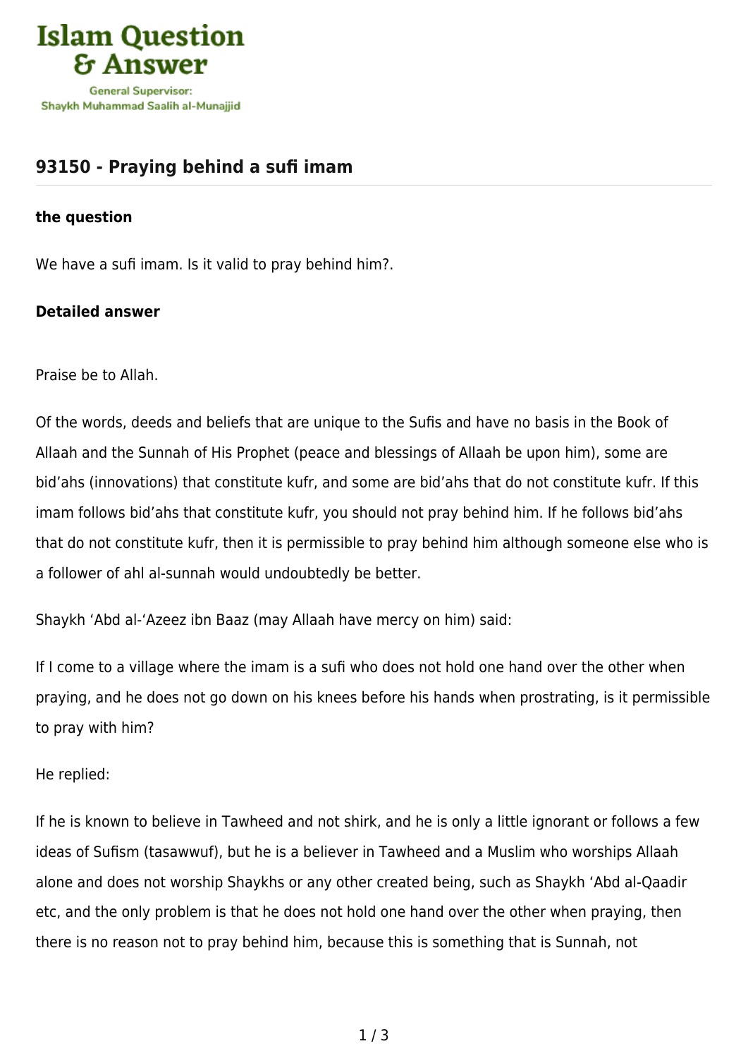# 93150 - Praying behind a sufi imam

### the question

We have a sufi imam. Is it valid to pray behind him?.

### Detailed answer

Praise be to Allah.

Of the words, deeds and beliefs that are unique to the Sufis and have no basis in the Book of Allaah and the Sunnah of His Prophet (peace and blessings of Allaah be upon him), some are bid'ahs (innovations) that constitute kufr, and some are bid'ahs that do not constitute kufr. If this imam follows bid'ahs that constitute kufr, you should not pray behind him. If he follows bid'ahs that do not constitute kufr, then it is permissible to pray behind him although someone else who is a follower of ahl al-sunnah would undoubtedly be better.

Shaykh 'Abd al-'Azeez ibn Baaz (may Allaah have mercy on him) said:

If I come to a village where the imam is a sufi who does not hold one hand over the other when praying, and he does not go down on his knees before his hands when prostrating, is it permissible to pray with him?

He replied:

If he is known to believe in Tawheed and not shirk, and he is only a little ignorant or follows a few ideas of Sufism (tasawwuf), but he is a believer in Tawheed and a Muslim who worships Allaah alone and does not worship Shaykhs or any other created being, such as Shaykh 'Abd al-Qaadir etc, and the only problem is that he does not hold one hand over the other when praying, then there is no reason not to pray behind him, because this is something that is Sunnah, not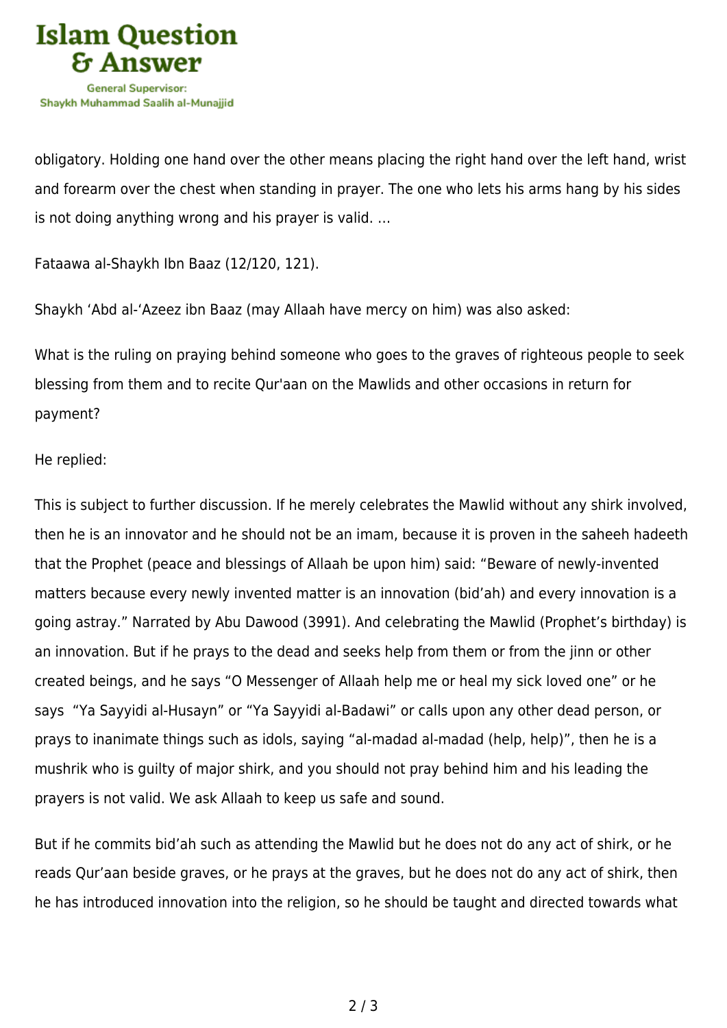obligatory. Holding one hand over the other means placing the right hand over the left hand, wrist and forearm over the chest when standing in prayer. The one who lets his arms hang by his sides is not doing anything wrong and his prayer is valid. …

Fataawa al-Shaykh Ibn Baaz (12/120, 121).

Shaykh 'Abd al-'Azeez ibn Baaz (may Allaah have mercy on him) was also asked:

What is the ruling on praying behind someone who goes to the graves of righteous people to seek blessing from them and to recite Qur'aan on the Mawlids and other occasions in return for payment?

He replied:

This is subject to further discussion. If he merely celebrates the Mawlid without any shirk involved, then he is an innovator and he should not be an imam, because it is proven in the saheeh hadeeth that the Prophet (peace and blessings of Allaah be upon him) said: "Beware of newly-invented matters because every newly invented matter is an innovation (bid'ah) and every innovation is a going astray." Narrated by Abu Dawood (3991). And celebrating the Mawlid (Prophet's birthday) is an innovation. But if he prays to the dead and seeks help from them or from the jinn or other created beings, and he says "O Messenger of Allaah help me or heal my sick loved one" or he says "Ya Sayyidi al-Husayn" or "Ya Sayyidi al-Badawi" or calls upon any other dead person, or prays to inanimate things such as idols, saying "al-madad al-madad (help, help)", then he is a mushrik who is guilty of major shirk, and you should not pray behind him and his leading the prayers is not valid. We ask Allaah to keep us safe and sound.

But if he commits bid'ah such as attending the Mawlid but he does not do any act of shirk, or he reads Qur'aan beside graves, or he prays at the graves, but he does not do any act of shirk, then he has introduced innovation into the religion, so he should be taught and directed towards what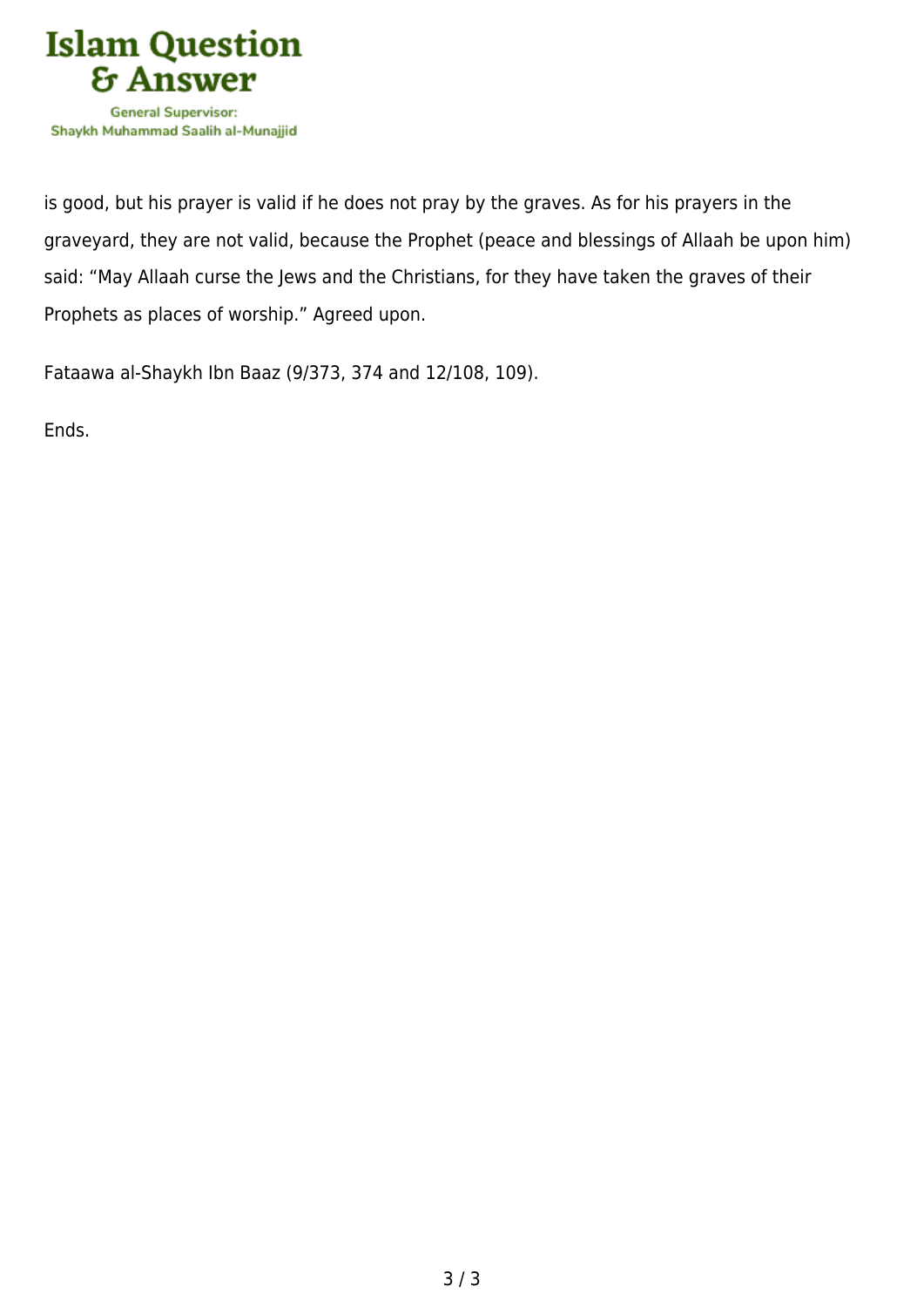is good, but his prayer is valid if he does not pray by the graves. As for his prayers in the graveyard, they are not valid, because the Prophet (peace and blessings of Allaah be upon him) said: "May Allaah curse the Jews and the Christians, for they have taken the graves of their Prophets as places of worship." Agreed upon.

Fataawa al-Shaykh Ibn Baaz (9/373, 374 and 12/108, 109).

Ends.